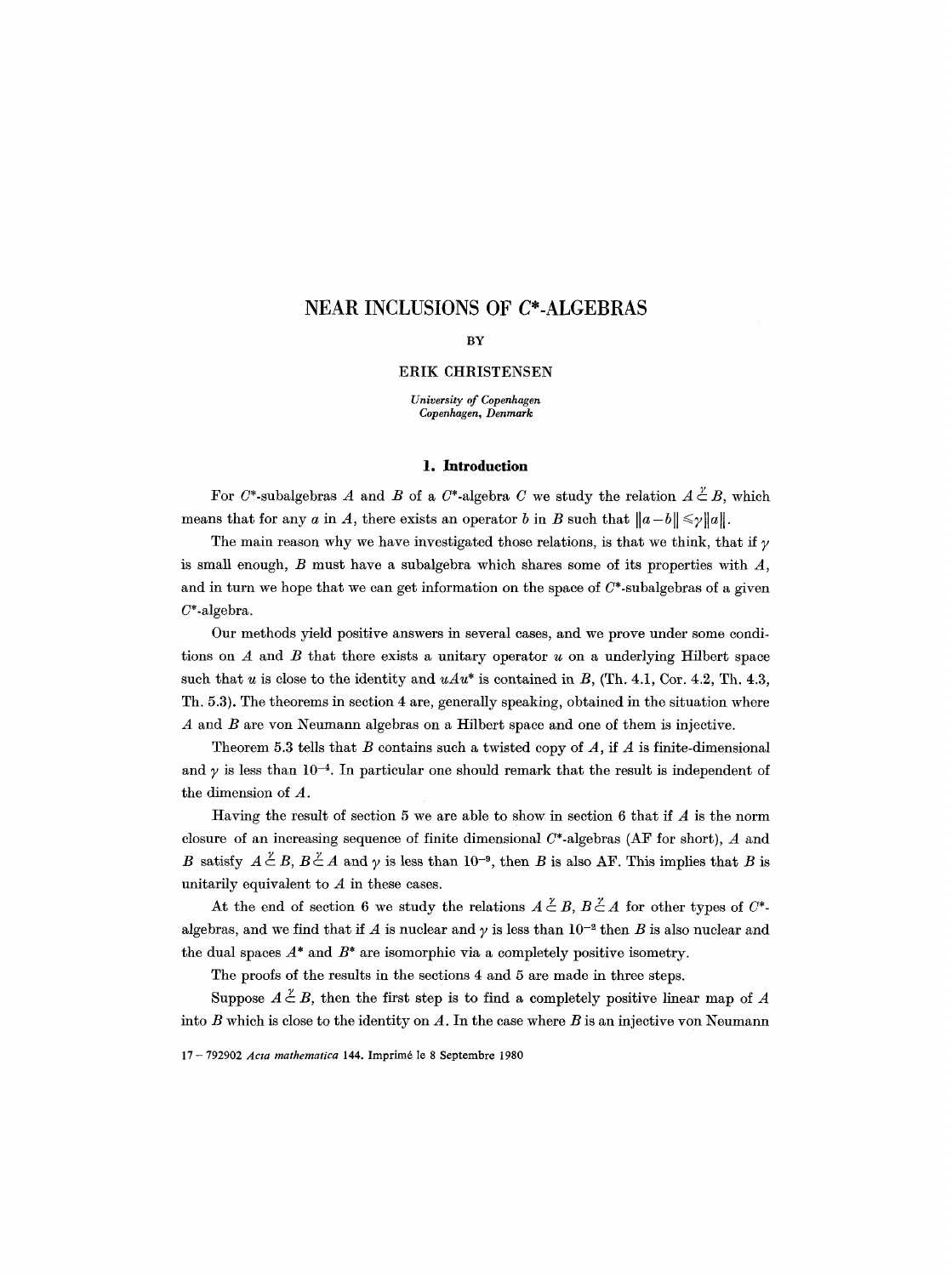# NEAR INCLUSIONS OF $C^*$-ALGEBRAS

BY

ERIK CHRISTENSEN

*University of Copenhagen*
*Copenhagen, Denmark*

## 1. Introduction

For $C^*$-subalgebras $A$ and $B$ of a $C^*$-algebra $C$ we study the relation $A \overset{\gamma}{\subset} B$, which means that for any $a$ in $A$, there exists an operator $b$ in $B$ such that $\|a-b\| \leqslant \gamma \|a\|$.

The main reason why we have investigated those relations, is that we think, that if $\gamma$ is small enough, $B$ must have a subalgebra which shares some of its properties with $A$, and in turn we hope that we can get information on the space of $C^*$-subalgebras of a given $C^*$-algebra.

Our methods yield positive answers in several cases, and we prove under some conditions on $A$ and $B$ that there exists a unitary operator $u$ on a underlying Hilbert space such that $u$ is close to the identity and $uAu^*$ is contained in $B$, (Th. 4.1, Cor. 4.2, Th. 4.3, Th. 5.3). The theorems in section 4 are, generally speaking, obtained in the situation where $A$ and $B$ are von Neumann algebras on a Hilbert space and one of them is injective.

Theorem 5.3 tells that $B$ contains such a twisted copy of $A$, if $A$ is finite-dimensional and $\gamma$ is less than $10^{-4}$. In particular one should remark that the result is independent of the dimension of $A$.

Having the result of section 5 we are able to show in section 6 that if $A$ is the norm closure of an increasing sequence of finite dimensional $C^*$-algebras (AF for short), $A$ and $B$ satisfy $A \overset{\gamma}{\subset} B$, $B \overset{\gamma}{\subset} A$ and $\gamma$ is less than $10^{-9}$, then $B$ is also AF. This implies that $B$ is unitarily equivalent to $A$ in these cases.

At the end of section 6 we study the relations $A \overset{\gamma}{\subset} B$, $B \overset{\gamma}{\subset} A$ for other types of $C^*$-algebras, and we find that if $A$ is nuclear and $\gamma$ is less than $10^{-2}$ then $B$ is also nuclear and the dual spaces $A^*$ and $B^*$ are isomorphic via a completely positive isometry.

The proofs of the results in the sections 4 and 5 are made in three steps.

Suppose $A \overset{\gamma}{\subset} B$, then the first step is to find a completely positive linear map of $A$ into $B$ which is close to the identity on $A$. In the case where $B$ is an injective von Neumann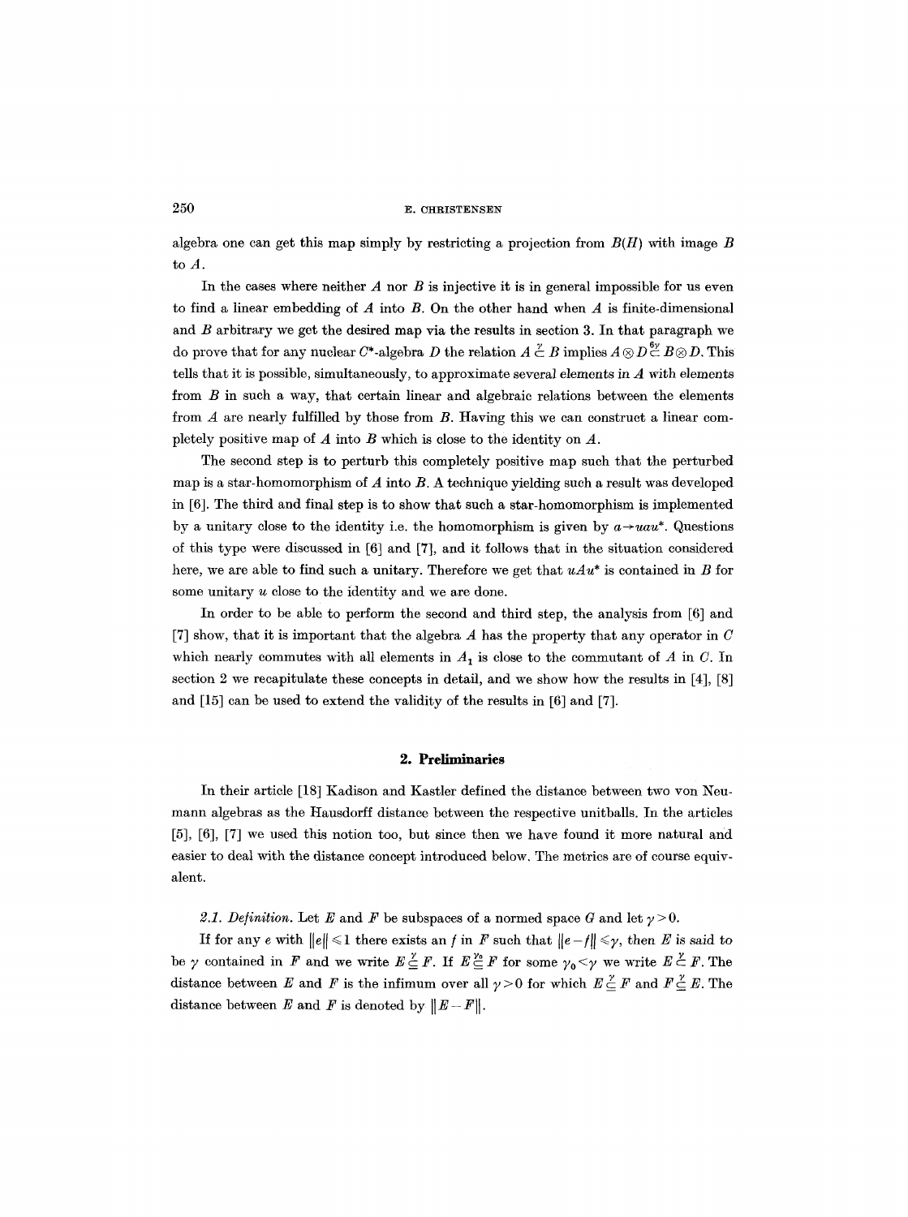algebra one can get this map simply by restricting a projection from $B(H)$ with image $B$ to $A$.

In the cases where neither $A$ nor $B$ is injective it is in general impossible for us even to find a linear embedding of $A$ into $B$. On the other hand when $A$ is finite-dimensional and $B$ arbitrary we get the desired map via the results in section 3. In that paragraph we do prove that for any nuclear $C^*$-algebra $D$ the relation $A \overset{\gamma}{\subset} B$ implies $A \otimes D \overset{6\gamma}{\subset} B \otimes D$. This tells that it is possible, simultaneously, to approximate several elements in $A$ with elements from $B$ in such a way, that certain linear and algebraic relations between the elements from $A$ are nearly fulfilled by those from $B$. Having this we can construct a linear completely positive map of $A$ into $B$ which is close to the identity on $A$.

The second step is to perturb this completely positive map such that the perturbed map is a star-homomorphism of $A$ into $B$. A technique yielding such a result was developed in [6]. The third and final step is to show that such a star-homomorphism is implemented by a unitary close to the identity i.e. the homomorphism is given by $a \to uau^*$. Questions of this type were discussed in [6] and [7], and it follows that in the situation considered here, we are able to find such a unitary. Therefore we get that $uAu^*$ is contained in $B$ for some unitary $u$ close to the identity and we are done.

In order to be able to perform the second and third step, the analysis from [6] and [7] show, that it is important that the algebra $A$ has the property that any operator in $C$ which nearly commutes with all elements in $A_1$ is close to the commutant of $A$ in $C$. In section 2 we recapitulate these concepts in detail, and we show how the results in [4], [8] and [15] can be used to extend the validity of the results in [6] and [7].

## 2. Preliminaries

In their article [18] Kadison and Kastler defined the distance between two von Neumann algebras as the Hausdorff distance between the respective unitballs. In the articles [5], [6], [7] we used this notion too, but since then we have found it more natural and easier to deal with the distance concept introduced below. The metrics are of course equivalent.

*2.1. Definition.* Let $E$ and $F$ be subspaces of a normed space $G$ and let $\gamma > 0$.

If for any $e$ with $\|e\| \leqslant 1$ there exists an $f$ in $F$ such that $\|e-f\| \leqslant \gamma$, then $E$ is said to be $\gamma$ contained in $F$ and we write $E \overset{\gamma}{\subseteq} F$. If $E \overset{\gamma_0}{\subseteq} F$ for some $\gamma_0 < \gamma$ we write $E \overset{\gamma}{\subset} F$. The distance between $E$ and $F$ is the infimum over all $\gamma > 0$ for which $E \overset{\gamma}{\subseteq} F$ and $F \overset{\gamma}{\subseteq} E$. The distance between $E$ and $F$ is denoted by $\|E-F\|$.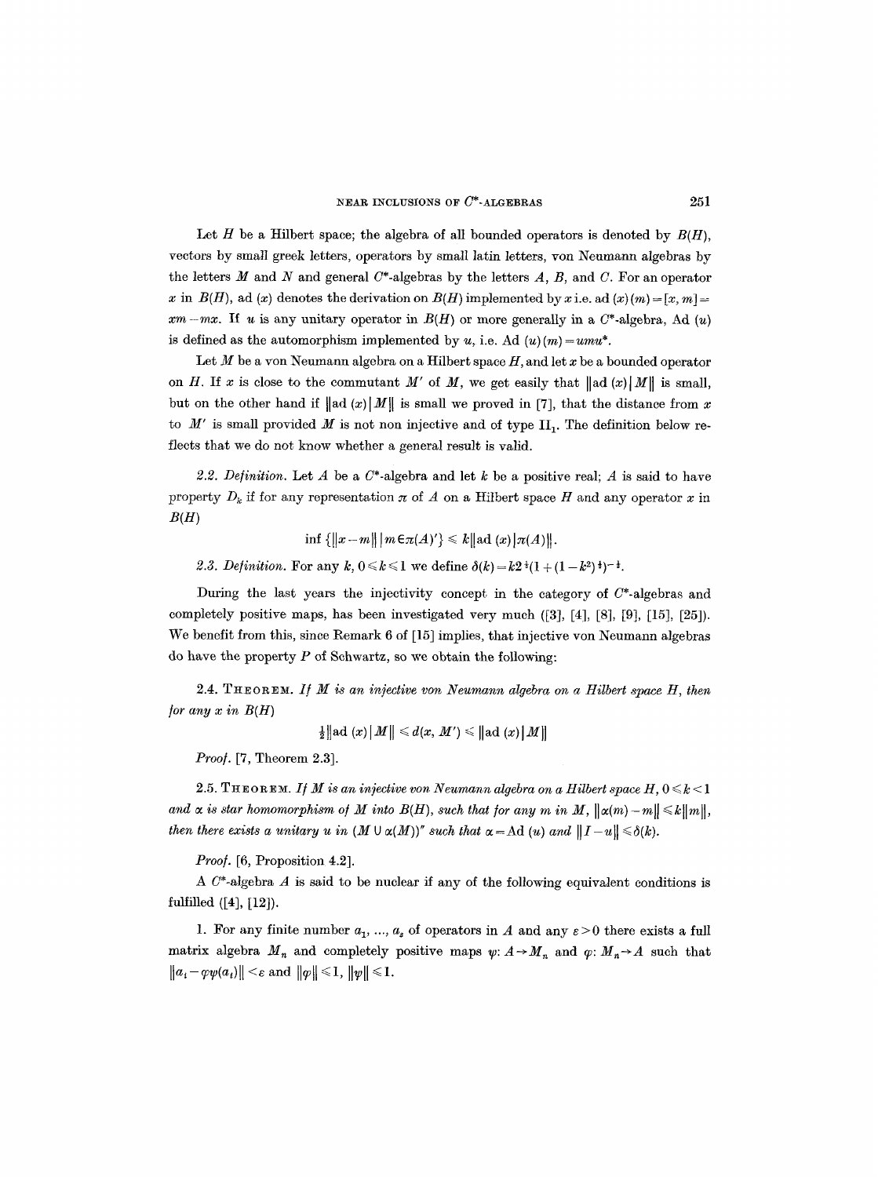Let $H$ be a Hilbert space; the algebra of all bounded operators is denoted by $B(H)$, vectors by small greek letters, operators by small latin letters, von Neumann algebras by the letters $M$ and $N$ and general $C^*$-algebras by the letters $A$, $B$, and $C$. For an operator $x$ in $B(H)$, ad $(x)$ denotes the derivation on $B(H)$ implemented by $x$ i.e. $\text{ad}(x)(m)=[x,m]=xm-mx$. If $u$ is any unitary operator in $B(H)$ or more generally in a $C^*$-algebra, Ad $(u)$ is defined as the automorphism implemented by $u$, i.e. $\text{Ad}(u)(m)=umu^*$.

Let $M$ be a von Neumann algebra on a Hilbert space $H$, and let $x$ be a bounded operator on $H$. If $x$ is close to the commutant $M'$ of $M$, we get easily that $\|\text{ad}(x)|M\|$ is small, but on the other hand if $\|\text{ad}(x)|M\|$ is small we proved in [7], that the distance from $x$ to $M'$ is small provided $M$ is not non injective and of type $\text{II}_1$. The definition below reflects that we do not know whether a general result is valid.

2.2. *Definition.* Let $A$ be a $C^*$-algebra and let $k$ be a positive real; $A$ is said to have property $D_k$ if for any representation $\pi$ of $A$ on a Hilbert space $H$ and any operator $x$ in $B(H)$

$$\inf\{\|x-m\| \mid m\in\pi(A)'\} \leqslant k\|\text{ad}(x)|\pi(A)\|.$$

2.3. *Definition.* For any $k$, $0\leqslant k\leqslant 1$ we define $\delta(k)=k2^{\frac{1}{2}}(1+(1-k^2)^{\frac{1}{2}})^{-\frac{1}{2}}$.

During the last years the injectivity concept in the category of $C^*$-algebras and completely positive maps, has been investigated very much ([3], [4], [8], [9], [15], [25]). We benefit from this, since Remark 6 of [15] implies, that injective von Neumann algebras do have the property $P$ of Schwartz, so we obtain the following:

2.4. THEOREM. *If $M$ is an injective von Neumann algebra on a Hilbert space $H$, then for any $x$ in $B(H)$*

$$\tfrac{1}{2}\|\text{ad}(x)|M\| \leqslant d(x,M') \leqslant \|\text{ad}(x)|M\|$$

*Proof.* [7, Theorem 2.3].

2.5. THEOREM. *If $M$ is an injective von Neumann algebra on a Hilbert space $H$, $0\leqslant k<1$ and $\alpha$ is star homomorphism of $M$ into $B(H)$, such that for any $m$ in $M$, $\|\alpha(m)-m\|\leqslant k\|m\|$, then there exists a unitary $u$ in $(M\cup\alpha(M))''$ such that $\alpha=\text{Ad}(u)$ and $\|I-u\|\leqslant\delta(k)$.*

*Proof.* [6, Proposition 4.2].

A $C^*$-algebra $A$ is said to be nuclear if any of the following equivalent conditions is fulfilled ([4], [12]).

1. For any finite number $a_1, \ldots, a_s$ of operators in $A$ and any $\varepsilon>0$ there exists a full matrix algebra $M_n$ and completely positive maps $\psi: A\to M_n$ and $\varphi: M_n\to A$ such that $\|a_i-\varphi\psi(a_i)\|<\varepsilon$ and $\|\varphi\|\leqslant 1$, $\|\psi\|\leqslant 1$.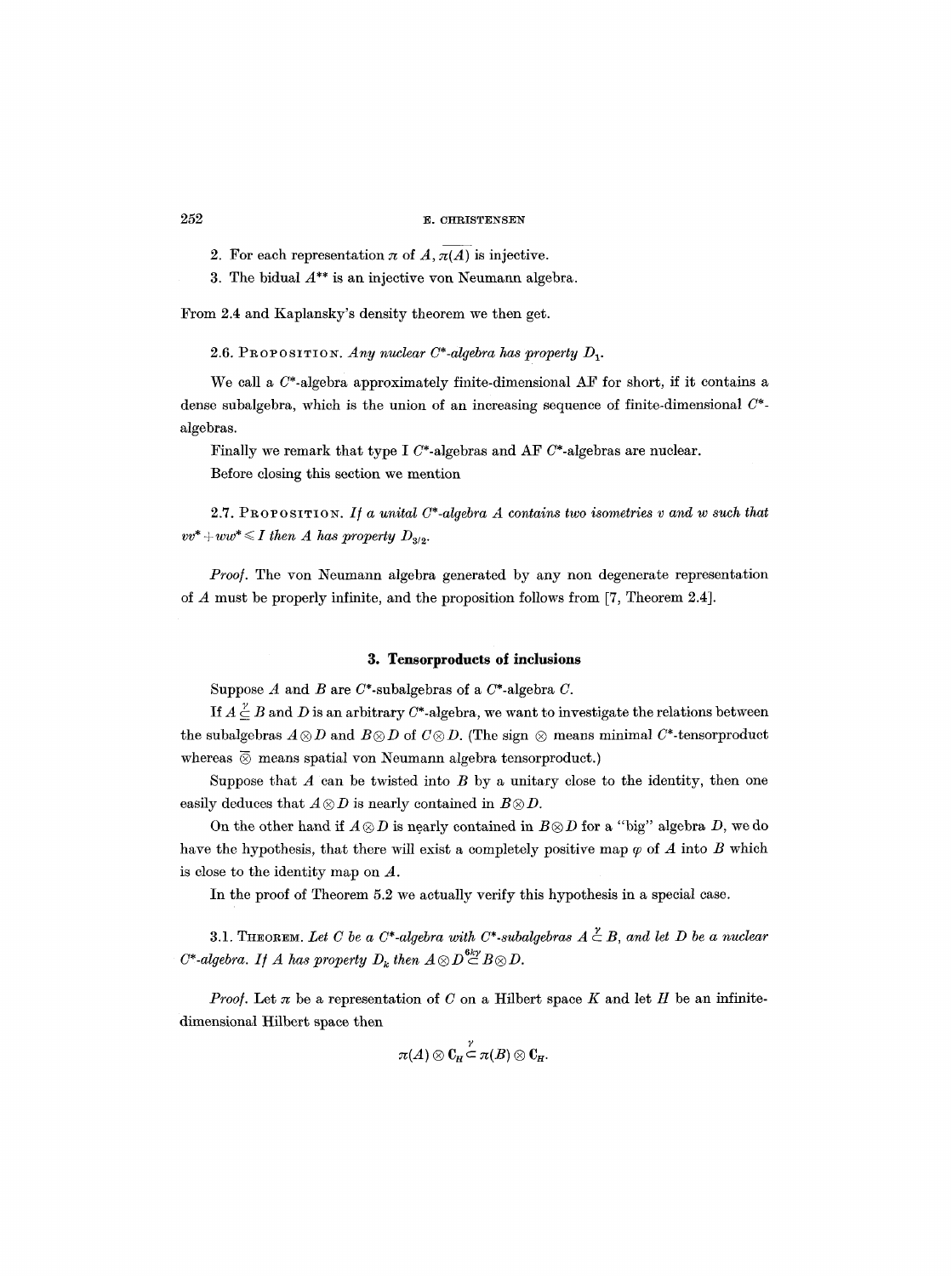2. For each representation $\pi$ of $A$, $\overline{\pi(A)}$ is injective.

3. The bidual $A^{**}$ is an injective von Neumann algebra.

From 2.4 and Kaplansky's density theorem we then get.

2.6. PROPOSITION. *Any nuclear $C^*$-algebra has property $D_1$.*

We call a $C^*$-algebra approximately finite-dimensional AF for short, if it contains a dense subalgebra, which is the union of an increasing sequence of finite-dimensional $C^*$-algebras.

Finally we remark that type I $C^*$-algebras and AF $C^*$-algebras are nuclear.

Before closing this section we mention

2.7. PROPOSITION. *If a unital $C^*$-algebra $A$ contains two isometries $v$ and $w$ such that $vv^* + ww^* \leqslant I$ then $A$ has property $D_{3/2}$.*

*Proof.* The von Neumann algebra generated by any non degenerate representation of $A$ must be properly infinite, and the proposition follows from [7, Theorem 2.4].

## 3. Tensorproducts of inclusions

Suppose $A$ and $B$ are $C^*$-subalgebras of a $C^*$-algebra $C$.

If $A \overset{\gamma}{\subseteq} B$ and $D$ is an arbitrary $C^*$-algebra, we want to investigate the relations between the subalgebras $A \otimes D$ and $B \otimes D$ of $C \otimes D$. (The sign $\otimes$ means minimal $C^*$-tensorproduct whereas $\overline{\otimes}$ means spatial von Neumann algebra tensorproduct.)

Suppose that $A$ can be twisted into $B$ by a unitary close to the identity, then one easily deduces that $A \otimes D$ is nearly contained in $B \otimes D$.

On the other hand if $A \otimes D$ is nearly contained in $B \otimes D$ for a "big" algebra $D$, we do have the hypothesis, that there will exist a completely positive map $\varphi$ of $A$ into $B$ which is close to the identity map on $A$.

In the proof of Theorem 5.2 we actually verify this hypothesis in a special case.

3.1. THEOREM. *Let $C$ be a $C^*$-algebra with $C^*$-subalgebras $A \overset{\gamma}{\subseteq} B$, and let $D$ be a nuclear $C^*$-algebra. If $A$ has property $D_k$ then $A \otimes D \overset{6k\gamma}{\subseteq} B \otimes D$.*

*Proof.* Let $\pi$ be a representation of $C$ on a Hilbert space $K$ and let $H$ be an infinite-dimensional Hilbert space then

$$\pi(A) \otimes \mathbf{C}_H \overset{\gamma}{\subset} \pi(B) \otimes \mathbf{C}_H.$$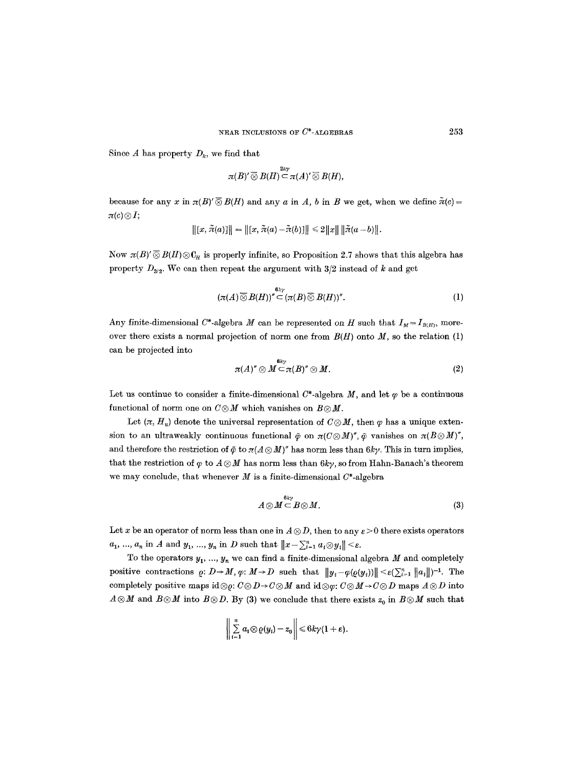Since $A$ has property $D_k$, we find that

$$\pi(B)'\overline{\otimes} B(H) \overset{2k\gamma}{\subset} \pi(A)'\overline{\otimes} B(H),$$

because for any $x$ in $\pi(B)'\overline{\otimes} B(H)$ and any $a$ in $A$, $b$ in $B$ we get, when we define $\tilde{\pi}(c) = \pi(c)\otimes I$;

$$\|[x, \tilde{\pi}(a)]\| = \|[x, \tilde{\pi}(a) - \tilde{\pi}(b)]\| \leqslant 2\|x\| \, \|\tilde{\pi}(a-b)\|.$$

Now $\pi(B)'\overline{\otimes} B(H)\otimes \mathbf{C}_H$ is properly infinite, so Proposition 2.7 shows that this algebra has property $D_{3/2}$. We can then repeat the argument with $3/2$ instead of $k$ and get

$$(\pi(A)\overline{\otimes} B(H))'' \overset{6k\gamma}{\subset} (\pi(B)\overline{\otimes} B(H))''. \tag{1}$$

Any finite-dimensional $C^*$-algebra $M$ can be represented on $H$ such that $I_M = I_{B(H)}$, moreover there exists a normal projection of norm one from $B(H)$ onto $M$, so the relation (1) can be projected into

$$\pi(A)''\otimes M \overset{6k\gamma}{\subset} \pi(B)''\otimes M. \tag{2}$$

Let us continue to consider a finite-dimensional $C^*$-algebra $M$, and let $\varphi$ be a continuous functional of norm one on $C\otimes M$ which vanishes on $B\otimes M$.

Let $(\pi, H_u)$ denote the universal representation of $C\otimes M$, then $\varphi$ has a unique extension to an ultraweakly continuous functional $\tilde{\varphi}$ on $\pi(C\otimes M)''$, $\tilde{\varphi}$ vanishes on $\pi(B\otimes M)''$, and therefore the restriction of $\tilde{\varphi}$ to $\pi(A\otimes M)''$ has norm less than $6k\gamma$. This in turn implies, that the restriction of $\varphi$ to $A\otimes M$ has norm less than $6k\gamma$, so from Hahn-Banach's theorem we may conclude, that whenever $M$ is a finite-dimensional $C^*$-algebra

$$A\otimes M \overset{6k\gamma}{\subset} B\otimes M. \tag{3}$$

Let $x$ be an operator of norm less than one in $A\otimes D$, then to any $\varepsilon > 0$ there exists operators $a_1, \ldots, a_n$ in $A$ and $y_1, \ldots, y_n$ in $D$ such that $\|x - \sum_{i=1}^n a_i \otimes y_i\| < \varepsilon$.

To the operators $y_1, \ldots, y_n$ we can find a finite-dimensional algebra $M$ and completely positive contractions $\varrho\colon D\to M$, $\varphi\colon M\to D$ such that $\|y_i - \varphi(\varrho(y_i))\| < \varepsilon(\sum_{i=1}^n \|a_i\|)^{-1}$. The completely positive maps $\mathrm{id}\otimes\varrho\colon C\otimes D\to C\otimes M$ and $\mathrm{id}\otimes\varphi\colon C\otimes M\to C\otimes D$ maps $A\otimes D$ into $A\otimes M$ and $B\otimes M$ into $B\otimes D$. By (3) we conclude that there exists $z_0$ in $B\otimes M$ such that

$$\left\| \sum_{i=1}^n a_i \otimes \varrho(y_i) - z_0 \right\| \leqslant 6k\gamma(1+\varepsilon).$$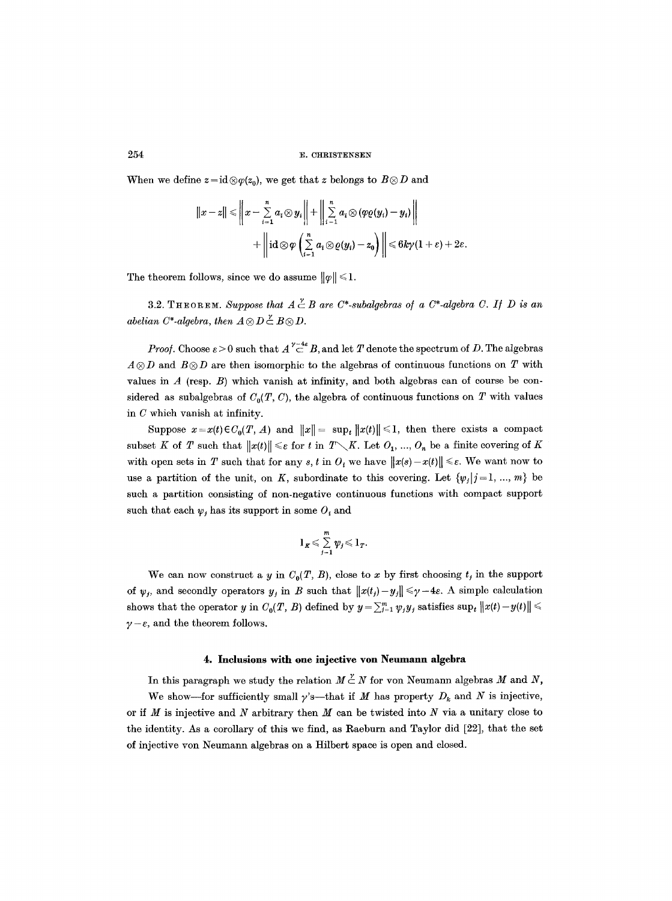When we define $z = \mathrm{id} \otimes \varphi(z_0)$, we get that $z$ belongs to $B \otimes D$ and

$$\|x - z\| \leqslant \left\| x - \sum_{i=1}^{n} a_i \otimes y_i \right\| + \left\| \sum_{i=1}^{n} a_i \otimes (\varphi\varrho(y_i) - y_i) \right\|$$
$$+ \left\| \mathrm{id} \otimes \varphi \left( \sum_{i=1}^{n} a_i \otimes \varrho(y_i) - z_0 \right) \right\| \leqslant 6k\gamma(1+\varepsilon) + 2\varepsilon.$$

The theorem follows, since we do assume $\|\varphi\| \leqslant 1$.

3.2. THEOREM. *Suppose that $A \overset{\gamma}{\subset} B$ are $C^*$-subalgebras of a $C^*$-algebra $C$. If $D$ is an abelian $C^*$-algebra, then $A \otimes D \overset{\gamma}{\subset} B \otimes D$.*

*Proof.* Choose $\varepsilon > 0$ such that $A \overset{\gamma - 4\varepsilon}{\subset} B$, and let $T$ denote the spectrum of $D$. The algebras $A \otimes D$ and $B \otimes D$ are then isomorphic to the algebras of continuous functions on $T$ with values in $A$ (resp. $B$) which vanish at infinity, and both algebras can of course be considered as subalgebras of $C_0(T, C)$, the algebra of continuous functions on $T$ with values in $C$ which vanish at infinity.

Suppose $x = x(t) \in C_0(T, A)$ and $\|x\| = \sup_t \|x(t)\| \leqslant 1$, then there exists a compact subset $K$ of $T$ such that $\|x(t)\| \leqslant \varepsilon$ for $t$ in $T \setminus K$. Let $O_1, \ldots, O_n$ be a finite covering of $K$ with open sets in $T$ such that for any $s, t$ in $O_i$ we have $\|x(s) - x(t)\| \leqslant \varepsilon$. We want now to use a partition of the unit, on $K$, subordinate to this covering. Let $\{\psi_j \mid j = 1, \ldots, m\}$ be such a partition consisting of non-negative continuous functions with compact support such that each $\psi_j$ has its support in some $O_i$ and

$$1_K \leqslant \sum_{j=1}^{m} \psi_j \leqslant 1_T.$$

We can now construct a $y$ in $C_0(T, B)$, close to $x$ by first choosing $t_j$ in the support of $\psi_j$, and secondly operators $y_j$ in $B$ such that $\|x(t_j) - y_j\| \leqslant \gamma - 4\varepsilon$. A simple calculation shows that the operator $y$ in $C_0(T, B)$ defined by $y = \sum_{j=1}^{m} \psi_j y_j$ satisfies $\sup_t \|x(t) - y(t)\| \leqslant \gamma - \varepsilon$, and the theorem follows.

## 4. Inclusions with one injective von Neumann algebra

In this paragraph we study the relation $M \overset{\gamma}{\subset} N$ for von Neumann algebras $M$ and $N$, We show—for sufficiently small $\gamma$'s—that if $M$ has property $D_k$ and $N$ is injective, or if $M$ is injective and $N$ arbitrary then $M$ can be twisted into $N$ via a unitary close to the identity. As a corollary of this we find, as Raeburn and Taylor did [22], that the set of injective von Neumann algebras on a Hilbert space is open and closed.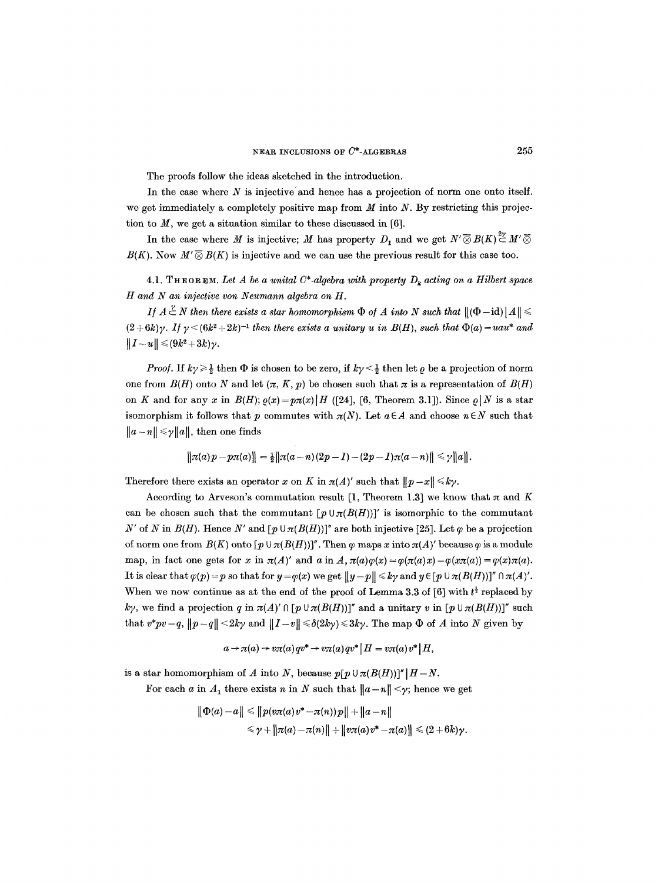The proofs follow the ideas sketched in the introduction.

In the case where $N$ is injective and hence has a projection of norm one onto itself. we get immediately a completely positive map from $M$ into $N$. By restricting this projection to $M$, we get a situation similar to these discussed in [6].

In the case where $M$ is injective; $M$ has property $D_1$ and we get $N'\overline{\otimes} B(K) \overset{2\gamma}{\subset} M'\overline{\otimes} B(K)$. Now $M'\overline{\otimes} B(K)$ is injective and we can use the previous result for this case too.

4.1. THEOREM. *Let $A$ be a unital $C^*$-algebra with property $D_k$ acting on a Hilbert space $H$ and $N$ an injective von Neumann algebra on $H$.*

*If $A \overset{\gamma}{\subset} N$ then there exists a star homomorphism $\Phi$ of $A$ into $N$ such that $\|(\Phi - \mathrm{id})|A\| \leqslant (2+6k)\gamma$. If $\gamma < (6k^2+2k)^{-1}$ then there exists a unitary $u$ in $B(H)$, such that $\Phi(a) = uau^*$ and $\|I-u\| \leqslant (9k^2+3k)\gamma$.*

*Proof.* If $k\gamma \geqslant \frac{1}{2}$ then $\Phi$ is chosen to be zero, if $k\gamma < \frac{1}{2}$ then let $\varrho$ be a projection of norm one from $B(H)$ onto $N$ and let $(\pi, K, p)$ be chosen such that $\pi$ is a representation of $B(H)$ on $K$ and for any $x$ in $B(H)$; $\varrho(x) = p\pi(x)|H$ ([24], [6, Theorem 3.1]). Since $\varrho|N$ is a star isomorphism it follows that $p$ commutes with $\pi(N)$. Let $a \in A$ and choose $n \in N$ such that $\|a-n\| \leqslant \gamma\|a\|$, then one finds

$$\|\pi(a)p - p\pi(a)\| = \tfrac{1}{2}\|\pi(a-n)(2p-I) - (2p-I)\pi(a-n)\| \leqslant \gamma\|a\|.$$

Therefore there exists an operator $x$ on $K$ in $\pi(A)'$ such that $\|p-x\| \leqslant k\gamma$.

According to Arveson's commutation result [1, Theorem 1.3] we know that $\pi$ and $K$ can be chosen such that the commutant $[p \cup \pi(B(H))]'$ is isomorphic to the commutant $N'$ of $N$ in $B(H)$. Hence $N'$ and $[p\cup\pi(B(H))]''$ are both injective [25]. Let $\varphi$ be a projection of norm one from $B(K)$ onto $[p\cup\pi(B(H))]''$. Then $\varphi$ maps $x$ into $\pi(A)'$ because $\varphi$ is a module map, in fact one gets for $x$ in $\pi(A)'$ and $a$ in $A$, $\pi(a)\varphi(x) = \varphi(\pi(a)x) = \varphi(x\pi(a)) = \varphi(x)\pi(a)$. It is clear that $\varphi(p) = p$ so that for $y = \varphi(x)$ we get $\|y-p\| \leqslant k\gamma$ and $y \in [p\cup\pi(B(H))]'' \cap \pi(A)'$. When we now continue as at the end of the proof of Lemma 3.3 of [6] with $t^{\frac{1}{2}}$ replaced by $k\gamma$, we find a projection $q$ in $\pi(A)' \cap [p\cup\pi(B(H))]''$ and a unitary $v$ in $[p\cup\pi(B(H))]''$ such that $v^*pv = q$, $\|p-q\| < 2k\gamma$ and $\|I-v\| \leqslant \delta(2k\gamma) \leqslant 3k\gamma$. The map $\Phi$ of $A$ into $N$ given by

$$a \to \pi(a) \to v\pi(a)qv^* \to v\pi(a)qv^*|H = v\pi(a)v^*|H,$$

is a star homomorphism of $A$ into $N$, because $p[p\cup\pi(B(H))]''|H = N$.

For each $a$ in $A_1$ there exists $n$ in $N$ such that $\|a-n\| < \gamma$; hence we get

$$\begin{aligned}\|\Phi(a)-a\| &\leqslant \|p(v\pi(a)v^* - \pi(n))p\| + \|a-n\| \\ &\leqslant \gamma + \|\pi(a)-\pi(n)\| + \|v\pi(a)v^* - \pi(a)\| \leqslant (2+6k)\gamma.\end{aligned}$$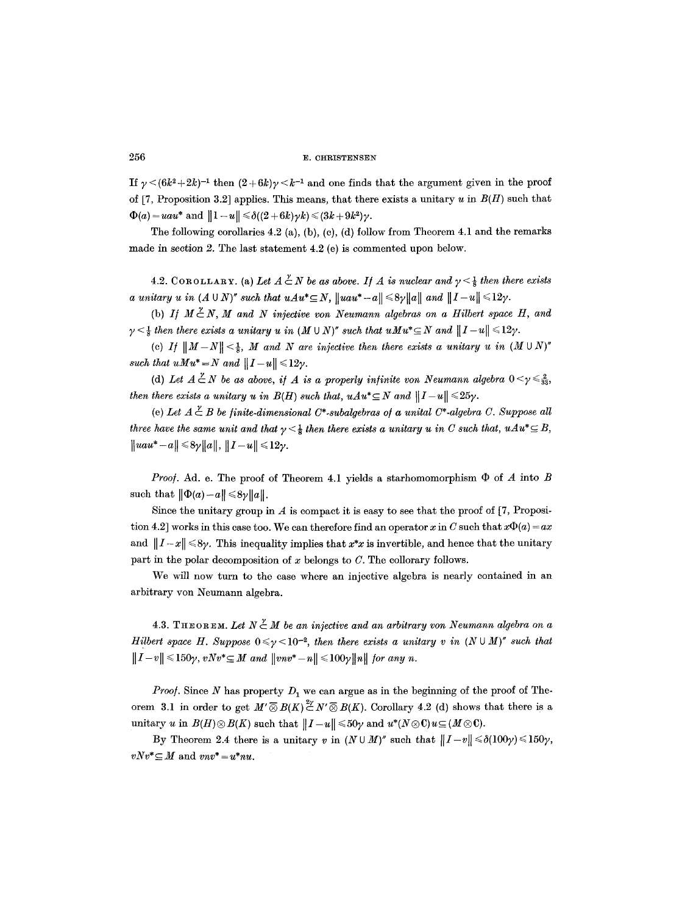If $\gamma < (6k^2+2k)^{-1}$ then $(2+6k)\gamma < k^{-1}$ and one finds that the argument given in the proof of [7, Proposition 3.2] applies. This means, that there exists a unitary $u$ in $B(H)$ such that $\Phi(a) = uau^*$ and $\|1-u\| \leqslant \delta((2+6k)\gamma k) \leqslant (3k+9k^2)\gamma$.

The following corollaries 4.2 (a), (b), (c), (d) follow from Theorem 4.1 and the remarks made in section 2. The last statement 4.2 (e) is commented upon below.

4.2. COROLLARY. (a) *Let $A \overset{\gamma}{\subset} N$ be as above. If $A$ is nuclear and $\gamma < \frac{1}{8}$ then there exists a unitary $u$ in $(A \cup N)''$ such that $uAu^* \subseteq N$, $\|uau^* - a\| \leqslant 8\gamma\|a\|$ and $\|I-u\| \leqslant 12\gamma$.*

(b) *If $M \overset{\gamma}{\subset} N$, $M$ and $N$ injective von Neumann algebras on a Hilbert space $H$, and $\gamma < \frac{1}{8}$ then there exists a unitary $u$ in $(M \cup N)''$ such that $uMu^* \subseteq N$ and $\|I-u\| \leqslant 12\gamma$.*

(c) *If $\|M - N\| < \frac{1}{8}$, $M$ and $N$ are injective then there exists a unitary $u$ in $(M \cup N)''$ such that $uMu^* = N$ and $\|I-u\| \leqslant 12\gamma$.*

(d) *Let $A \overset{\gamma}{\subset} N$ be as above, if $A$ is a properly infinite von Neumann algebra $0 < \gamma \leqslant \frac{2}{33}$, then there exists a unitary $u$ in $B(H)$ such that, $uAu^* \subseteq N$ and $\|I-u\| \leqslant 25\gamma$.*

(e) *Let $A \overset{\gamma}{\subset} B$ be finite-dimensional $C^*$-subalgebras of a unital $C^*$-algebra $C$. Suppose all three have the same unit and that $\gamma < \frac{1}{8}$ then there exists a unitary $u$ in $C$ such that, $uAu^* \subseteq B$, $\|uau^* - a\| \leqslant 8\gamma\|a\|$, $\|I-u\| \leqslant 12\gamma$.*

*Proof.* Ad. e. The proof of Theorem 4.1 yields a starhomomorphism $\Phi$ of $A$ into $B$ such that $\|\Phi(a) - a\| \leqslant 8\gamma\|a\|$.

Since the unitary group in $A$ is compact it is easy to see that the proof of [7, Proposition 4.2] works in this case too. We can therefore find an operator $x$ in $C$ such that $x\Phi(a) = ax$ and $\|I - x\| \leqslant 8\gamma$. This inequality implies that $x^*x$ is invertible, and hence that the unitary part in the polar decomposition of $x$ belongs to $C$. The collorary follows.

We will now turn to the case where an injective algebra is nearly contained in an arbitrary von Neumann algebra.

4.3. THEOREM. *Let $N \overset{\gamma}{\subset} M$ be an injective and an arbitrary von Neumann algebra on a Hilbert space $H$. Suppose $0 \leqslant \gamma < 10^{-2}$, then there exists a unitary $v$ in $(N \cup M)''$ such that $\|I - v\| \leqslant 150\gamma$, $vNv^* \subseteq M$ and $\|vnv^* - n\| \leqslant 100\gamma\|n\|$ for any $n$.*

*Proof.* Since $N$ has property $D_1$ we can argue as in the beginning of the proof of Theorem 3.1 in order to get $M' \bar{\otimes} B(K) \overset{2\gamma}{\subset} N' \bar{\otimes} B(K)$. Corollary 4.2 (d) shows that there is a unitary $u$ in $B(H) \otimes B(K)$ such that $\|I-u\| \leqslant 50\gamma$ and $u^*(N \otimes \mathbf{C})u \subseteq (M \otimes \mathbf{C})$.

By Theorem 2.4 there is a unitary $v$ in $(N \cup M)''$ such that $\|I - v\| \leqslant \delta(100\gamma) \leqslant 150\gamma$, $vNv^* \subseteq M$ and $vnv^* = u^*nu$.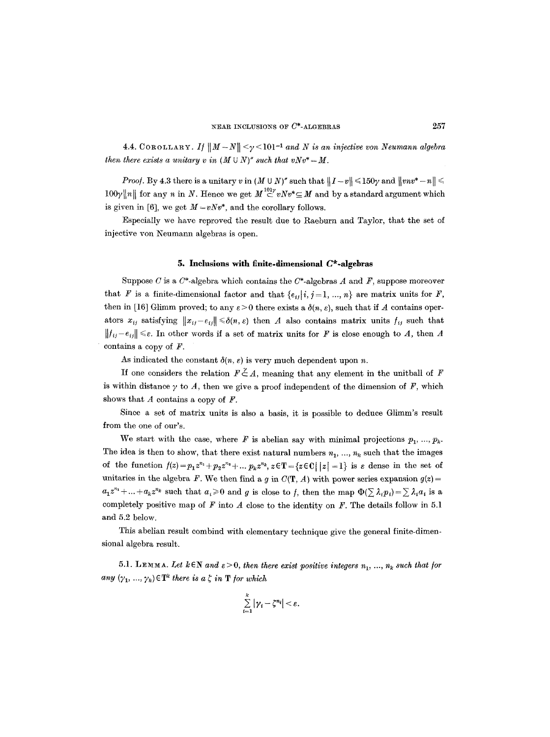4.4. COROLLARY. *If $\|M-N\|<\gamma<101^{-1}$ and $N$ is an injective von Neumann algebra then there exists a unitary $v$ in $(M \cup N)''$ such that $vNv^*=M$.*

*Proof.* By 4.3 there is a unitary $v$ in $(M \cup N)''$ such that $\|I-v\| \leqslant 150\gamma$ and $\|vnv^*-n\| \leqslant 100\gamma\|n\|$ for any $n$ in $N$. Hence we get $M \overset{101\gamma}{\subset} vNv^* \subseteq M$ and by a standard argument which is given in [6], we get $M=vNv^*$, and the corollary follows.

Especially we have reproved the result due to Raeburn and Taylor, that the set of injective von Neumann algebras is open.

## 5. Inclusions with finite-dimensional $C^*$-algebras

Suppose $C$ is a $C^*$-algebra which contains the $C^*$-algebras $A$ and $F$, suppose moreover that $F$ is a finite-dimensional factor and that $\{e_{ij} \mid i, j=1, ..., n\}$ are matrix units for $F$, then in [16] Glimm proved; to any $\varepsilon>0$ there exists a $\delta(n, \varepsilon)$, such that if $A$ contains operators $x_{ij}$ satisfying $\|x_{ij}-e_{ij}\| \leqslant \delta(n, \varepsilon)$ then $A$ also contains matrix units $f_{ij}$ such that $\|f_{ij}-e_{ij}\| \leqslant \varepsilon$. In other words if a set of matrix units for $F$ is close enough to $A$, then $A$ contains a copy of $F$.

As indicated the constant $\delta(n, \varepsilon)$ is very much dependent upon $n$.

If one considers the relation $F \overset{\gamma}{\subset} A$, meaning that any element in the unitball of $F$ is within distance $\gamma$ to $A$, then we give a proof independent of the dimension of $F$, which shows that $A$ contains a copy of $F$.

Since a set of matrix units is also a basis, it is possible to deduce Glimm's result from the one of our's.

We start with the case, where $F$ is abelian say with minimal projections $p_1, ..., p_k$. The idea is then to show, that there exist natural numbers $n_1, ..., n_k$ such that the images of the function $f(z)=p_1 z^{n_1}+p_2 z^{n_2}+ ... p_k z^{n_k}$, $z \in \mathbf{T}=\{z \in \mathbf{C} \mid |z|=1\}$ is $\varepsilon$ dense in the set of unitaries in the algebra $F$. We then find a $g$ in $C(\mathbf{T}, A)$ with power series expansion $g(z)=a_1 z^{n_1}+...+a_k z^{n_k}$ such that $a_i \geqslant 0$ and $g$ is close to $f$, then the map $\Phi(\sum \lambda_i p_i)=\sum \lambda_i a_i$ is a completely positive map of $F$ into $A$ close to the identity on $F$. The details follow in 5.1 and 5.2 below.

This abelian result combind with elementary technique give the general finite-dimensional algebra result.

5.1. LEMMA. *Let $k \in \mathbf{N}$ and $\varepsilon>0$, then there exist positive integers $n_1, ..., n_k$ such that for any $(\gamma_1, ..., \gamma_k) \in \mathbf{T}^k$ there is a $\zeta$ in $\mathbf{T}$ for which*

$$\sum_{i=1}^{k} |\gamma_i - \zeta^{n_i}| < \varepsilon.$$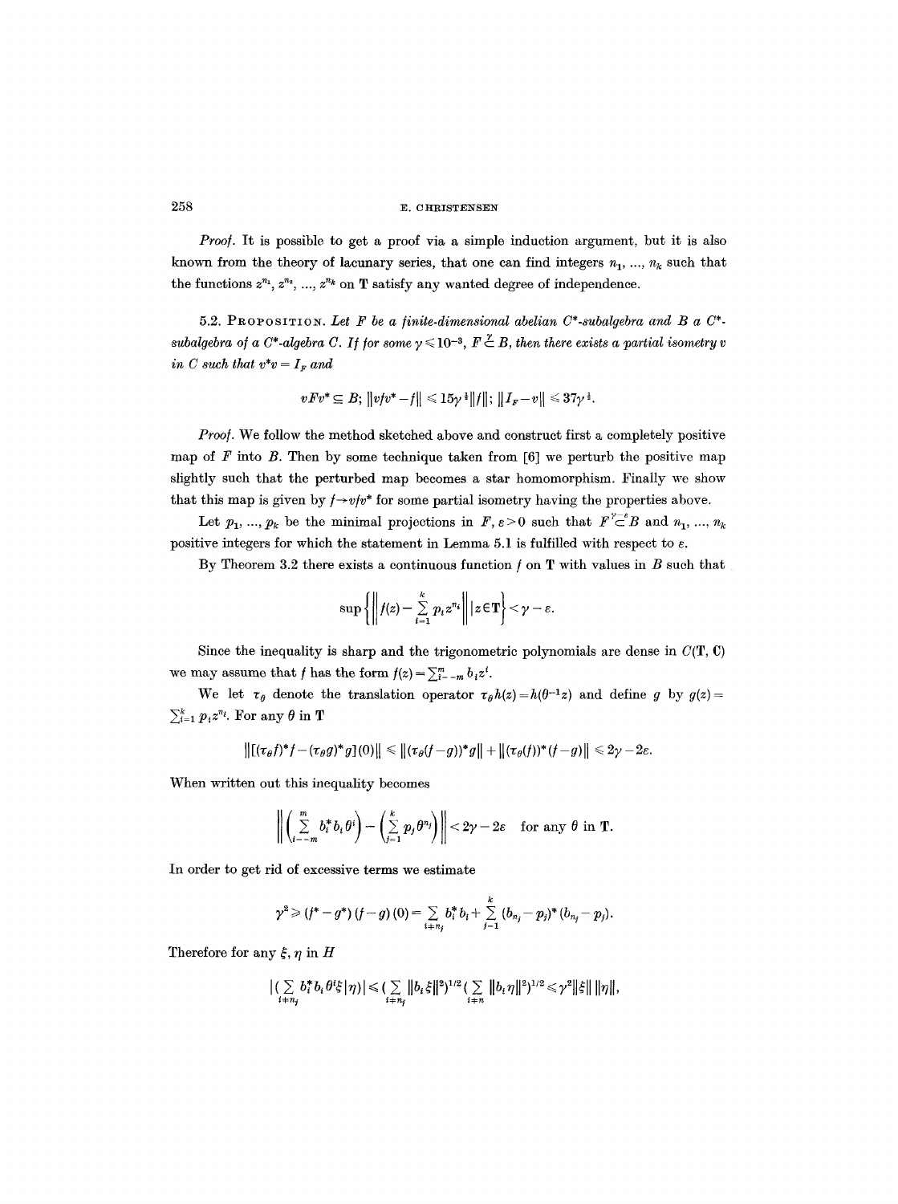*Proof.* It is possible to get a proof via a simple induction argument, but it is also known from the theory of lacunary series, that one can find integers $n_1, ..., n_k$ such that the functions $z^{n_1}, z^{n_2}, ..., z^{n_k}$ on $\mathbf{T}$ satisfy any wanted degree of independence.

5.2. PROPOSITION. *Let $F$ be a finite-dimensional abelian $C^*$-subalgebra and $B$ a $C^*$-subalgebra of a $C^*$-algebra $C$. If for some $\gamma \leqslant 10^{-3}$, $F \overset{\gamma}{\subset} B$, then there exists a partial isometry $v$ in $C$ such that $v^*v = I_F$ and*

$$vFv^* \subseteq B; \; \|vfv^* - f\| \leqslant 15\gamma^{\frac{1}{2}}\|f\|; \; \|I_F - v\| \leqslant 37\gamma^{\frac{1}{2}}.$$

*Proof.* We follow the method sketched above and construct first a completely positive map of $F$ into $B$. Then by some technique taken from [6] we perturb the positive map slightly such that the perturbed map becomes a star homomorphism. Finally we show that this map is given by $f \to vfv^*$ for some partial isometry having the properties above.

Let $p_1, ..., p_k$ be the minimal projections in $F$, $\varepsilon > 0$ such that $F \overset{\gamma-\varepsilon}{\subset} B$ and $n_1, ..., n_k$ positive integers for which the statement in Lemma 5.1 is fulfilled with respect to $\varepsilon$.

By Theorem 3.2 there exists a continuous function $f$ on $\mathbf{T}$ with values in $B$ such that

$$\sup\left\{\left\| f(z) - \sum_{i=1}^{k} p_i z^{n_i} \right\| \Big| z \in \mathbf{T}\right\} < \gamma - \varepsilon.$$

Since the inequality is sharp and the trigonometric polynomials are dense in $C(\mathbf{T}, \mathbf{C})$ we may assume that $f$ has the form $f(z) = \sum_{i=-m}^{m} b_i z^i$.

We let $\tau_\theta$ denote the translation operator $\tau_\theta h(z) = h(\theta^{-1}z)$ and define $g$ by $g(z) = \sum_{i=1}^{k} p_i z^{n_i}$. For any $\theta$ in $\mathbf{T}$

$$\|[(\tau_\theta f)^* f - (\tau_\theta g)^* g](0)\| \leqslant \|(\tau_\theta(f-g))^* g\| + \|(\tau_\theta(f))^*(f-g)\| \leqslant 2\gamma - 2\varepsilon.$$

When written out this inequality becomes

$$\left\| \left(\sum_{i=-m}^{m} b_i^* b_i \theta^i\right) - \left(\sum_{j=1}^{k} p_j \theta^{n_j}\right) \right\| < 2\gamma - 2\varepsilon \quad \text{for any } \theta \text{ in } \mathbf{T}.$$

In order to get rid of excessive terms we estimate

$$\gamma^2 \geqslant (f^* - g^*)(f-g)(0) = \sum_{i \neq n_j} b_i^* b_i + \sum_{j-1}^{k} (b_{n_j} - p_j)^*(b_{n_j} - p_j).$$

Therefore for any $\xi, \eta$ in $H$

$$|(\sum_{i \neq n_j} b_i^* b_i \theta^i \xi | \eta)| \leqslant (\sum_{i \neq n_j} \|b_i \xi\|^2)^{1/2} (\sum_{i \neq n} \|b_i \eta\|^2)^{1/2} \leqslant \gamma^2 \|\xi\| \|\eta\|,$$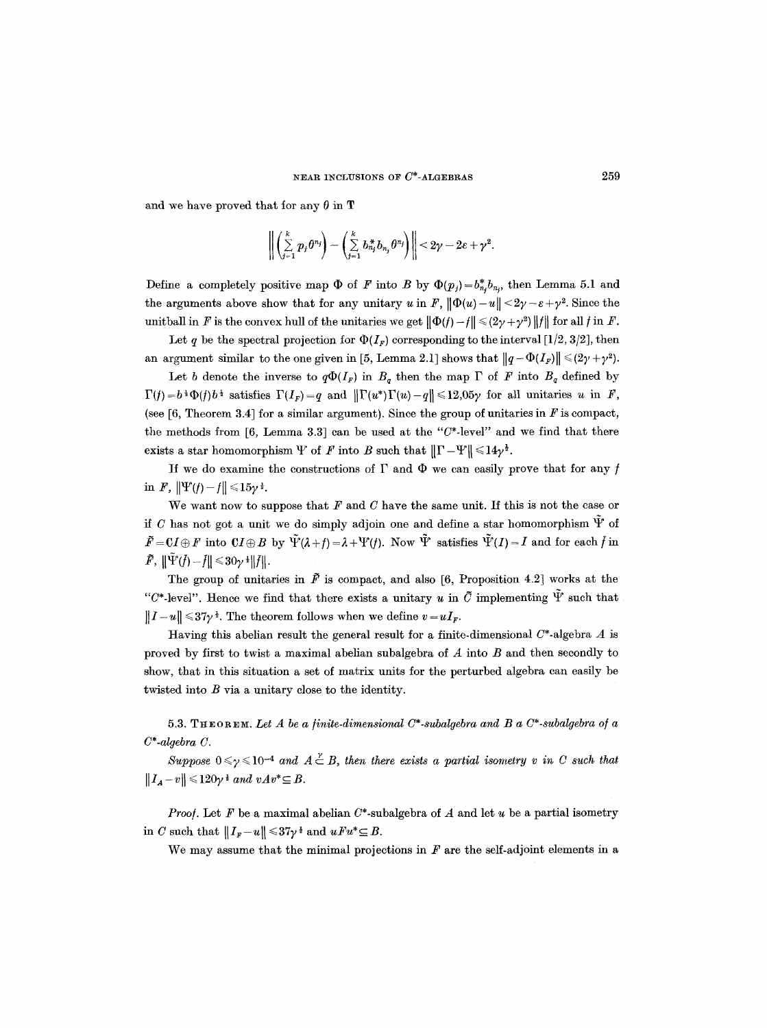and we have proved that for any $\theta$ in $\mathbf{T}$

$$\left\| \left( \sum_{j=1}^{k} p_j \theta^{n_j} \right) - \left( \sum_{j=1}^{k} b_{n_j}^* b_{n_j} \theta^{n_j} \right) \right\| < 2\gamma - 2\varepsilon + \gamma^2.$$

Define a completely positive map $\Phi$ of $F$ into $B$ by $\Phi(p_j) = b_{n_j}^* b_{n_j}$, then Lemma 5.1 and the arguments above show that for any unitary $u$ in $F$, $\|\Phi(u) - u\| < 2\gamma - \varepsilon + \gamma^2$. Since the unitball in $F$ is the convex hull of the unitaries we get $\|\Phi(f) - f\| \leqslant (2\gamma + \gamma^2)\|f\|$ for all $f$ in $F$.

Let $q$ be the spectral projection for $\Phi(I_F)$ corresponding to the interval $[1/2, 3/2]$, then an argument similar to the one given in [5, Lemma 2.1] shows that $\|q - \Phi(I_F)\| \leqslant (2\gamma + \gamma^2)$.

Let $b$ denote the inverse to $q\Phi(I_F)$ in $B_q$ then the map $\Gamma$ of $F$ into $B_q$ defined by $\Gamma(f) = b^{\frac{1}{2}} \Phi(f) b^{\frac{1}{2}}$ satisfies $\Gamma(I_F) = q$ and $\|\Gamma(u^*)\Gamma(u) - q\| \leqslant 12{,}05\gamma$ for all unitaries $u$ in $F$, (see [6, Theorem 3.4] for a similar argument). Since the group of unitaries in $F$ is compact, the methods from [6, Lemma 3.3] can be used at the "$C^*$-level" and we find that there exists a star homomorphism $\Psi$ of $F$ into $B$ such that $\|\Gamma - \Psi\| \leqslant 14\gamma^{\frac{1}{2}}$.

If we do examine the constructions of $\Gamma$ and $\Phi$ we can easily prove that for any $f$ in $F$, $\|\Psi(f) - f\| \leqslant 15\gamma^{\frac{1}{2}}$.

We want now to suppose that $F$ and $C$ have the same unit. If this is not the case or if $C$ has not got a unit we do simply adjoin one and define a star homomorphism $\tilde{\Psi}$ of $\tilde{F} = \mathbf{C}I \oplus F$ into $\mathbf{C}I \oplus B$ by $\tilde{\Psi}(\lambda + f) = \lambda + \Psi(f)$. Now $\tilde{\Psi}$ satisfies $\tilde{\Psi}(I) = I$ and for each $f$ in $\tilde{F}$, $\|\tilde{\Psi}(f) - f\| \leqslant 30\gamma^{\frac{1}{2}}\|f\|$.

The group of unitaries in $\tilde{F}$ is compact, and also [6, Proposition 4.2] works at the "$C^*$-level". Hence we find that there exists a unitary $u$ in $\tilde{C}$ implementing $\tilde{\Psi}$ such that $\|I - u\| \leqslant 37\gamma^{\frac{1}{2}}$. The theorem follows when we define $v = uI_F$.

Having this abelian result the general result for a finite-dimensional $C^*$-algebra $A$ is proved by first to twist a maximal abelian subalgebra of $A$ into $B$ and then secondly to show, that in this situation a set of matrix units for the perturbed algebra can easily be twisted into $B$ via a unitary close to the identity.

5.3. **Theorem.** *Let $A$ be a finite-dimensional $C^*$-subalgebra and $B$ a $C^*$-subalgebra of a $C^*$-algebra $C$.*

*Suppose $0 \leqslant \gamma \leqslant 10^{-4}$ and $A \overset{\gamma}{\subset} B$, then there exists a partial isometry $v$ in $C$ such that $\|I_A - v\| \leqslant 120\gamma^{\frac{1}{2}}$ and $vAv^* \subseteq B$.*

*Proof.* Let $F$ be a maximal abelian $C^*$-subalgebra of $A$ and let $u$ be a partial isometry in $C$ such that $\|I_F - u\| \leqslant 37\gamma^{\frac{1}{2}}$ and $uFu^* \subseteq B$.

We may assume that the minimal projections in $F$ are the self-adjoint elements in a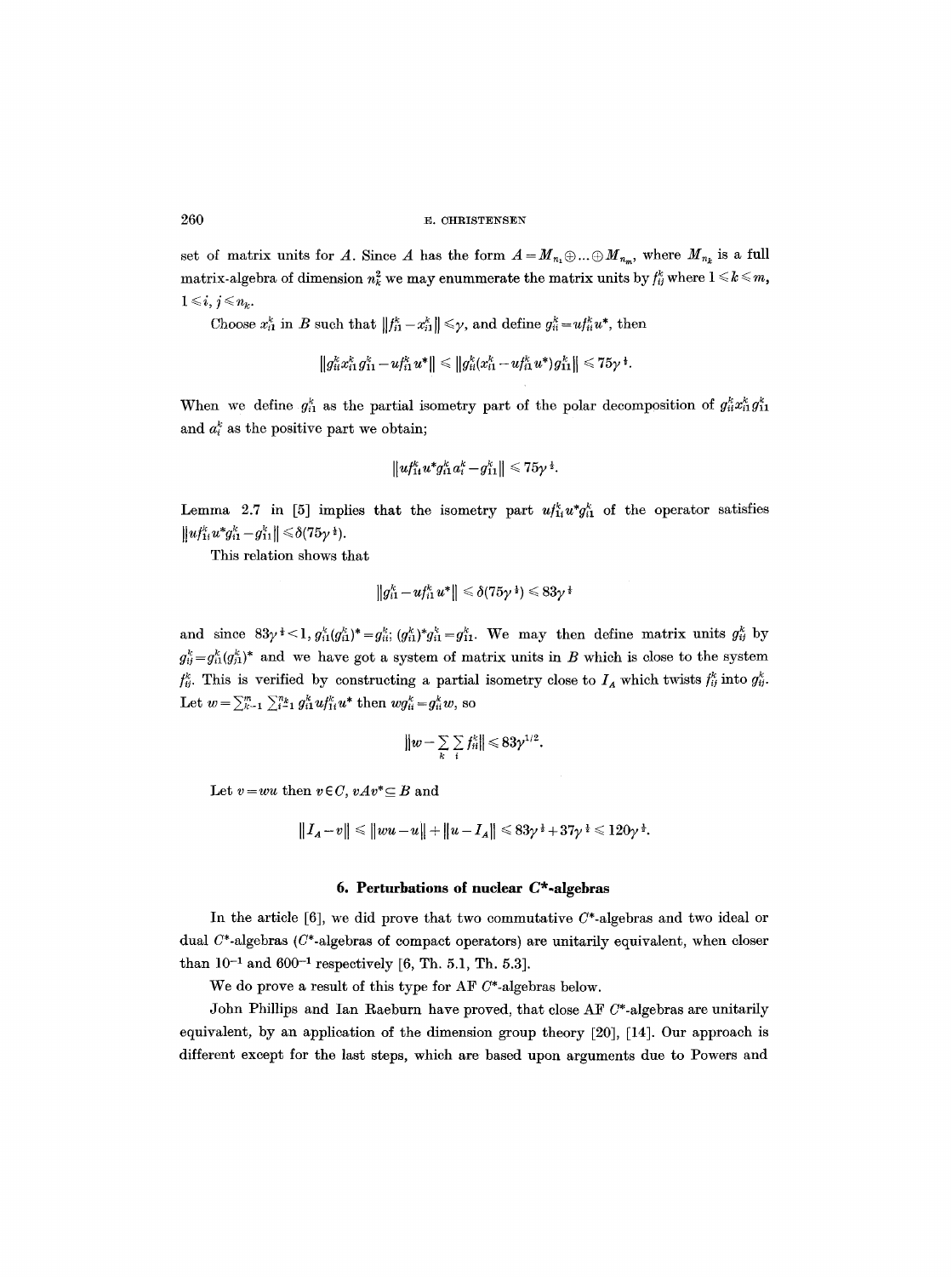set of matrix units for $A$. Since $A$ has the form $A = M_{n_1} \oplus \ldots \oplus M_{n_m}$, where $M_{n_k}$ is a full matrix-algebra of dimension $n_k^2$ we may enummerate the matrix units by $f_{ij}^k$ where $1 \leq k \leq m$, $1 \leq i, j \leq n_k$.

Choose $x_{i1}^k$ in $B$ such that $\|f_{i1}^k - x_{i1}^k\| \leq \gamma$, and define $g_{ii}^k = u f_{ii}^k u^*$, then

$$\|g_{ii}^k x_{i1}^k g_{11}^k - u f_{i1}^k u^*\| \leq \|g_{ii}^k (x_{i1}^k - u f_{i1}^k u^*) g_{11}^k\| \leq 75\gamma^{\frac{1}{2}}.$$

When we define $g_{i1}^k$ as the partial isometry part of the polar decomposition of $g_{ii}^k x_{i1}^k g_{11}^k$ and $a_i^k$ as the positive part we obtain;

$$\|u f_{1i}^k u^* g_{i1}^k a_i^k - g_{11}^k\| \leq 75\gamma^{\frac{1}{2}}.$$

Lemma 2.7 in [5] implies that the isometry part $u f_{1i}^k u^* g_{i1}^k$ of the operator satisfies $\|u f_{1i}^k u^* g_{i1}^k - g_{11}^k\| \leq \delta(75\gamma^{\frac{1}{2}})$.

This relation shows that

$$\|g_{i1}^k - u f_{i1}^k u^*\| \leq \delta(75\gamma^{\frac{1}{2}}) \leq 83\gamma^{\frac{1}{2}}$$

and since $83\gamma^{\frac{1}{2}} < 1$, $g_{i1}^k (g_{i1}^k)^* = g_{ii}^k$; $(g_{i1}^k)^* g_{i1}^k = g_{11}^k$. We may then define matrix units $g_{ij}^k$ by $g_{ij}^k = g_{i1}^k (g_{j1}^k)^*$ and we have got a system of matrix units in $B$ which is close to the system $f_{ij}^k$. This is verified by constructing a partial isometry close to $I_A$ which twists $f_{ij}^k$ into $g_{ij}^k$. Let $w = \sum_{k=1}^m \sum_{i=1}^{n_k} g_{i1}^k u f_{1i}^k u^*$ then $w g_{ii}^k = g_{ii}^k w$, so

$$\|w - \sum_k \sum_i f_{ii}^k\| \leq 83\gamma^{1/2}.$$

Let $v = wu$ then $v \in C$, $vAv^* \subseteq B$ and

$$\|I_A - v\| \leq \|wu - u\| + \|u - I_A\| \leq 83\gamma^{\frac{1}{2}} + 37\gamma^{\frac{1}{2}} \leq 120\gamma^{\frac{1}{2}}.$$

## 6. Perturbations of nuclear $C^*$-algebras

In the article [6], we did prove that two commutative $C^*$-algebras and two ideal or dual $C^*$-algebras ($C^*$-algebras of compact operators) are unitarily equivalent, when closer than $10^{-1}$ and $600^{-1}$ respectively [6, Th. 5.1, Th. 5.3].

We do prove a result of this type for AF $C^*$-algebras below.

John Phillips and Ian Raeburn have proved, that close AF $C^*$-algebras are unitarily equivalent, by an application of the dimension group theory [20], [14]. Our approach is different except for the last steps, which are based upon arguments due to Powers and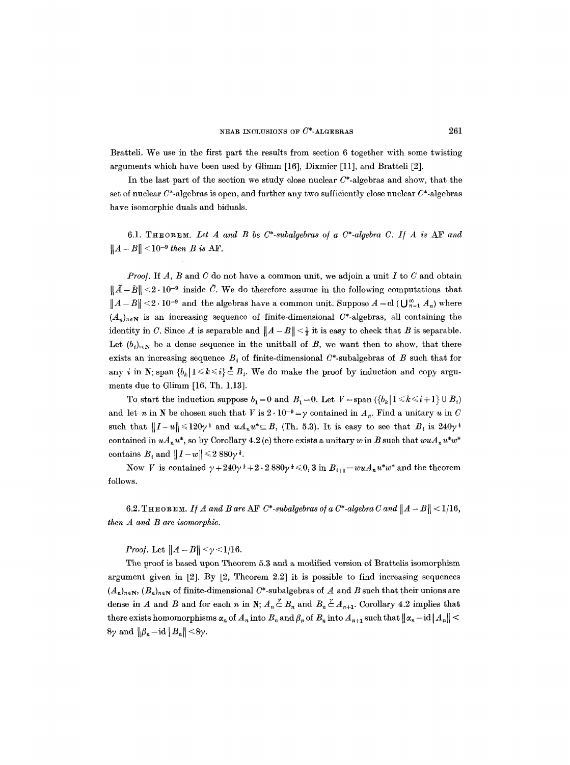Bratteli. We use in the first part the results from section 6 together with some twisting arguments which have been used by Glimm [16], Dixmier [11], and Bratteli [2].

In the last part of the section we study close nuclear $C^*$-algebras and show, that the set of nuclear $C^*$-algebras is open, and further any two sufficiently close nuclear $C^*$-algebras have isomorphic duals and biduals.

6.1. THEOREM. *Let $A$ and $B$ be $C^*$-subalgebras of a $C^*$-algebra $C$. If $A$ is* AF *and $\|A-B\|<10^{-9}$ then $B$ is* AF.

*Proof.* If $A$, $B$ and $C$ do not have a common unit, we adjoin a unit $I$ to $C$ and obtain $\|\tilde{A}-\tilde{B}\|<2\cdot 10^{-9}$ inside $\tilde{C}$. We do therefore assume in the following computations that $\|A-B\|<2\cdot 10^{-9}$ and the algebras have a common unit. Suppose $A=\mathrm{cl}\,(\bigcup_{n=1}^{\infty} A_n)$ where $(A_n)_{n\in\mathbf{N}}$ is an increasing sequence of finite-dimensional $C^*$-algebras, all containing the identity in $C$. Since $A$ is separable and $\|A-B\|<\frac{1}{2}$ it is easy to check that $B$ is separable. Let $(b_i)_{i\in\mathbf{N}}$ be a dense sequence in the unitball of $B$, we want then to show, that there exists an increasing sequence $B_i$ of finite-dimensional $C^*$-subalgebras of $B$ such that for any $i$ in $\mathbf{N}$; $\mathrm{span}\,\{b_k\,|\,1\leqslant k\leqslant i\}\overset{\frac{1}{2}}{\subset} B_i$. We do make the proof by induction and copy arguments due to Glimm [16, Th. 1.13].

To start the induction suppose $b_1=0$ and $B_1=0$. Let $V=\mathrm{span}\,(\{b_k\,|\,1\leqslant k\leqslant i+1\}\cup B_i)$ and let $n$ in $\mathbf{N}$ be chosen such that $V$ is $2\cdot 10^{-9}=\gamma$ contained in $A_n$. Find a unitary $u$ in $C$ such that $\|I-u\|\leqslant 120\gamma^{\frac{1}{2}}$ and $uA_nu^*\subseteq B$, (Th. 5.3). It is easy to see that $B_i$ is $240\gamma^{\frac{1}{2}}$ contained in $uA_nu^*$, so by Corollary 4.2 (e) there exists a unitary $w$ in $B$ such that $wuA_nu^*w^*$ contains $B_i$ and $\|I-w\|\leqslant 2\,880\gamma^{\frac{1}{2}}$.

Now $V$ is contained $\gamma+240\gamma^{\frac{1}{2}}+2\cdot 2\,880\gamma^{\frac{1}{2}}\leqslant 0,3$ in $B_{i+1}=wuA_nu^*w^*$ and the theorem follows.

6.2. THEOREM. *If $A$ and $B$ are* AF *$C^*$-subalgebras of a $C^*$-algebra $C$ and $\|A-B\|<1/16$, then $A$ and $B$ are isomorphic.*

*Proof.* Let $\|A-B\|<\gamma<1/16$.

The proof is based upon Theorem 5.3 and a modified version of Brattelis isomorphism argument given in [2]. By [2, Theorem 2.2] it is possible to find increasing sequences $(A_n)_{n\in\mathbf{N}}$, $(B_n)_{n\in\mathbf{N}}$ of finite-dimensional $C^*$-subalgebras of $A$ and $B$ such that their unions are dense in $A$ and $B$ and for each $n$ in $\mathbf{N}$; $A_n\overset{\gamma}{\subset} B_n$ and $B_n\overset{\gamma}{\subset} A_{n+1}$. Corollary 4.2 implies that there exists homomorphisms $\alpha_n$ of $A_n$ into $B_n$ and $\beta_n$ of $B_n$ into $A_{n+1}$ such that $\|\alpha_n-\mathrm{id}\,|\,A_n\|<8\gamma$ and $\|\beta_n-\mathrm{id}\,|\,B_n\|<8\gamma$.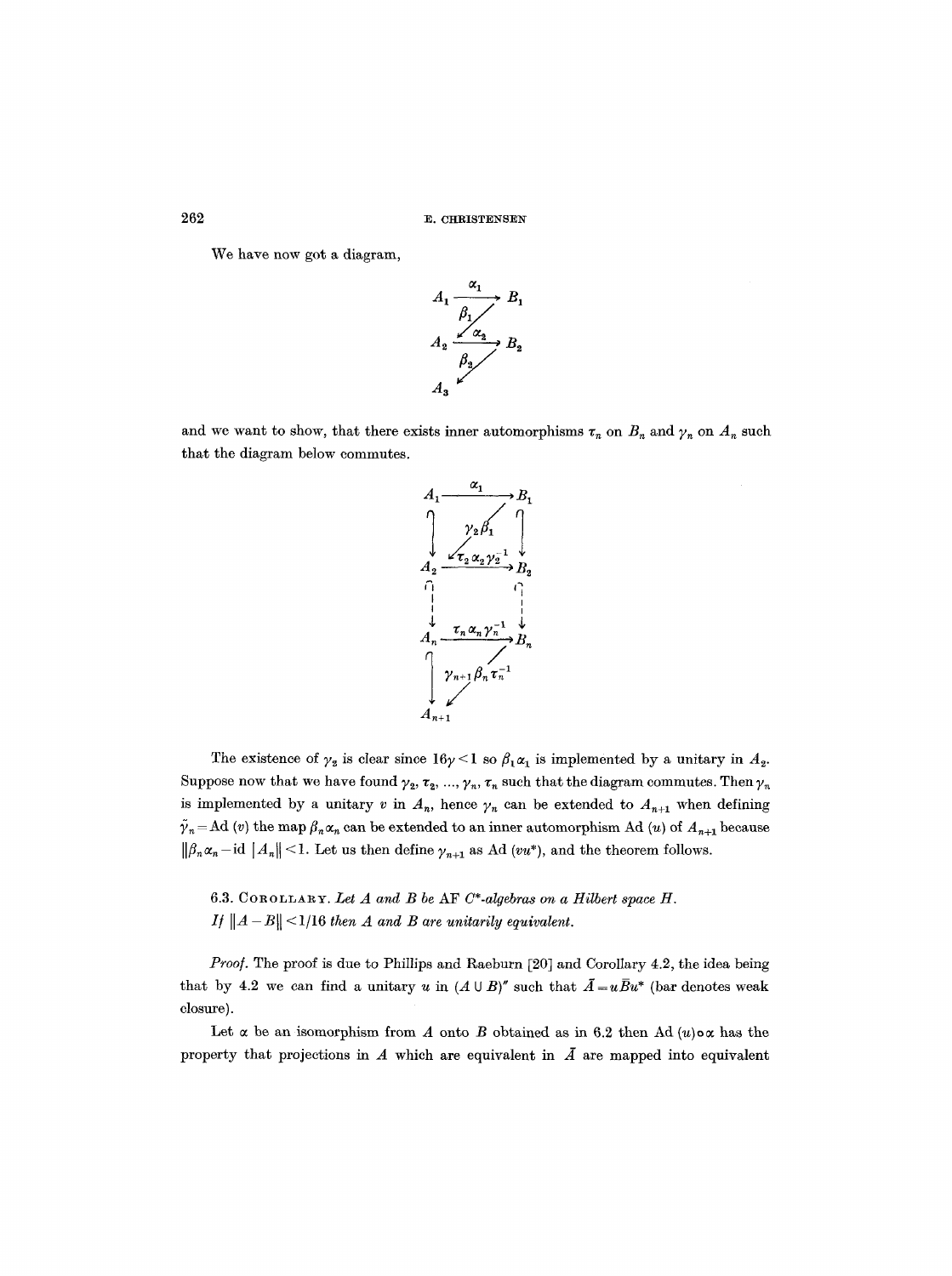We have now got a diagram,

$$
\begin{array}{ccc}
A_1 & \xrightarrow{\alpha_1} & B_1 \\
 & \swarrow_{\beta_1} & \\
A_2 & \xrightarrow{\alpha_2} & B_2 \\
 & \swarrow_{\beta_2} & \\
A_3 & &
\end{array}
$$

and we want to show, that there exists inner automorphisms $\tau_n$ on $B_n$ and $\gamma_n$ on $A_n$ such that the diagram below commutes.

$$
\begin{array}{ccc}
A_1 & \xrightarrow{\alpha_1} & B_1 \\
\cap\downarrow & \swarrow_{\gamma_2\beta_1} & \downarrow\cap \\
A_2 & \xrightarrow{\tau_2\alpha_2\gamma_2^{-1}} & B_2 \\
\cap\downarrow & & \downarrow\cap \\
A_n & \xrightarrow{\tau_n\alpha_n\gamma_n^{-1}} & B_n \\
\cap\downarrow & \swarrow_{\gamma_{n+1}\beta_n\tau_n^{-1}} & \\
A_{n+1} & &
\end{array}
$$

The existence of $\gamma_2$ is clear since $16\gamma < 1$ so $\beta_1\alpha_1$ is implemented by a unitary in $A_2$. Suppose now that we have found $\gamma_2, \tau_2, \ldots, \gamma_n, \tau_n$ such that the diagram commutes. Then $\gamma_n$ is implemented by a unitary $v$ in $A_n$, hence $\gamma_n$ can be extended to $A_{n+1}$ when defining $\tilde{\gamma}_n = \text{Ad}\,(v)$ the map $\beta_n\alpha_n$ can be extended to an inner automorphism $\text{Ad}\,(u)$ of $A_{n+1}$ because $\|\beta_n\alpha_n - \text{id}\,|A_n\| < 1$. Let us then define $\gamma_{n+1}$ as $\text{Ad}\,(vu^*)$, and the theorem follows.

6.3. Corollary. *Let $A$ and $B$ be AF $C^*$-algebras on a Hilbert space $H$. If $\|A-B\| < 1/16$ then $A$ and $B$ are unitarily equivalent.*

*Proof.* The proof is due to Phillips and Raeburn [20] and Corollary 4.2, the idea being that by 4.2 we can find a unitary $u$ in $(A \cup B)''$ such that $\bar{A} = u\bar{B}u^*$ (bar denotes weak closure).

Let $\alpha$ be an isomorphism from $A$ onto $B$ obtained as in 6.2 then $\text{Ad}\,(u)\circ\alpha$ has the property that projections in $A$ which are equivalent in $\bar{A}$ are mapped into equivalent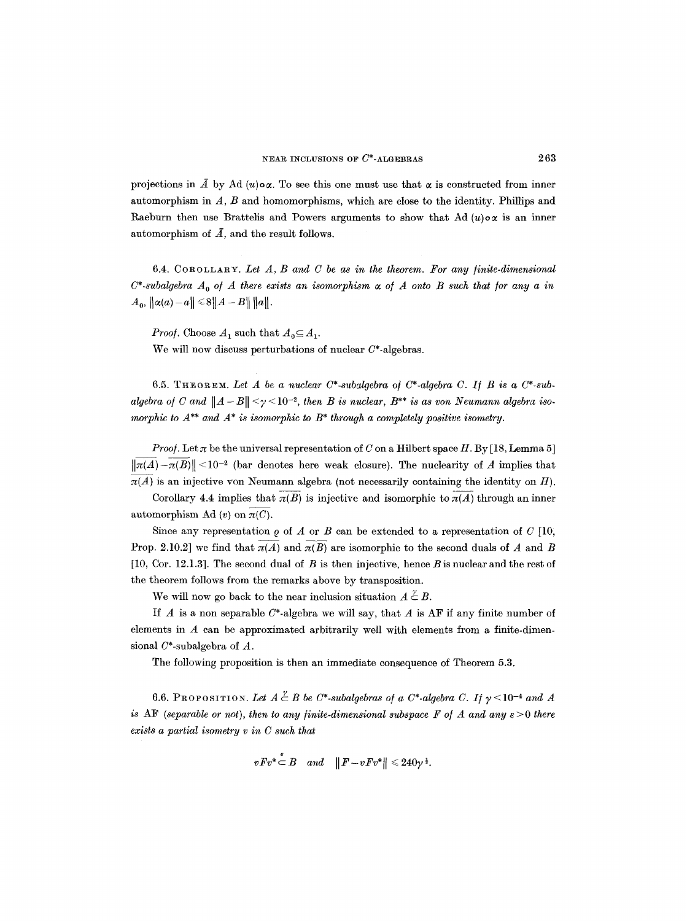projections in $\tilde{A}$ by Ad $(u)\circ\alpha$. To see this one must use that $\alpha$ is constructed from inner automorphism in $A$, $B$ and homomorphisms, which are close to the identity. Phillips and Raeburn then use Brattelis and Powers arguments to show that Ad $(u)\circ\alpha$ is an inner automorphism of $\tilde{A}$, and the result follows.

6.4. COROLLARY. *Let $A$, $B$ and $C$ be as in the theorem. For any finite-dimensional $C^*$-subalgebra $A_0$ of $A$ there exists an isomorphism $\alpha$ of $A$ onto $B$ such that for any $a$ in $A_0$, $\|\alpha(a)-a\| \leq 8\|A-B\|\,\|a\|$.*

*Proof.* Choose $A_1$ such that $A_0 \subseteq A_1$.

We will now discuss perturbations of nuclear $C^*$-algebras.

6.5. THEOREM. *Let $A$ be a nuclear $C^*$-subalgebra of $C^*$-algebra $C$. If $B$ is a $C^*$-subalgebra of $C$ and $\|A-B\| < \gamma < 10^{-2}$, then $B$ is nuclear, $B^{**}$ is as von Neumann algebra isomorphic to $A^{**}$ and $A^*$ is isomorphic to $B^*$ through a completely positive isometry.*

*Proof.* Let $\pi$ be the universal representation of $C$ on a Hilbert space $H$. By [18, Lemma 5] $\|\overline{\pi(A)} - \overline{\pi(B)}\| < 10^{-2}$ (bar denotes here weak closure). The nuclearity of $A$ implies that $\overline{\pi(A)}$ is an injective von Neumann algebra (not necessarily containing the identity on $H$).

Corollary 4.4 implies that $\overline{\pi(B)}$ is injective and isomorphic to $\overline{\pi(A)}$ through an inner automorphism Ad $(v)$ on $\overline{\pi(C)}$.

Since any representation $\varrho$ of $A$ or $B$ can be extended to a representation of $C$ [10, Prop. 2.10.2] we find that $\overline{\pi(A)}$ and $\overline{\pi(B)}$ are isomorphic to the second duals of $A$ and $B$ [10, Cor. 12.1.3]. The second dual of $B$ is then injective, hence $B$ is nuclear and the rest of the theorem follows from the remarks above by transposition.

We will now go back to the near inclusion situation $A \overset{\gamma}{\subset} B$.

If $A$ is a non separable $C^*$-algebra we will say, that $A$ is AF if any finite number of elements in $A$ can be approximated arbitrarily well with elements from a finite-dimensional $C^*$-subalgebra of $A$.

The following proposition is then an immediate consequence of Theorem 5.3.

6.6. PROPOSITION. *Let $A \overset{\gamma}{\subset} B$ be $C^*$-subalgebras of a $C^*$-algebra $C$. If $\gamma < 10^{-4}$ and $A$ is AF (separable or not), then to any finite-dimensional subspace $F$ of $A$ and any $\varepsilon > 0$ there exists a partial isometry $v$ in $C$ such that*

$$vFv^* \overset{\varepsilon}{\subset} B \quad \text{and} \quad \|F - vFv^*\| \leq 240\gamma^{\frac{1}{2}}.$$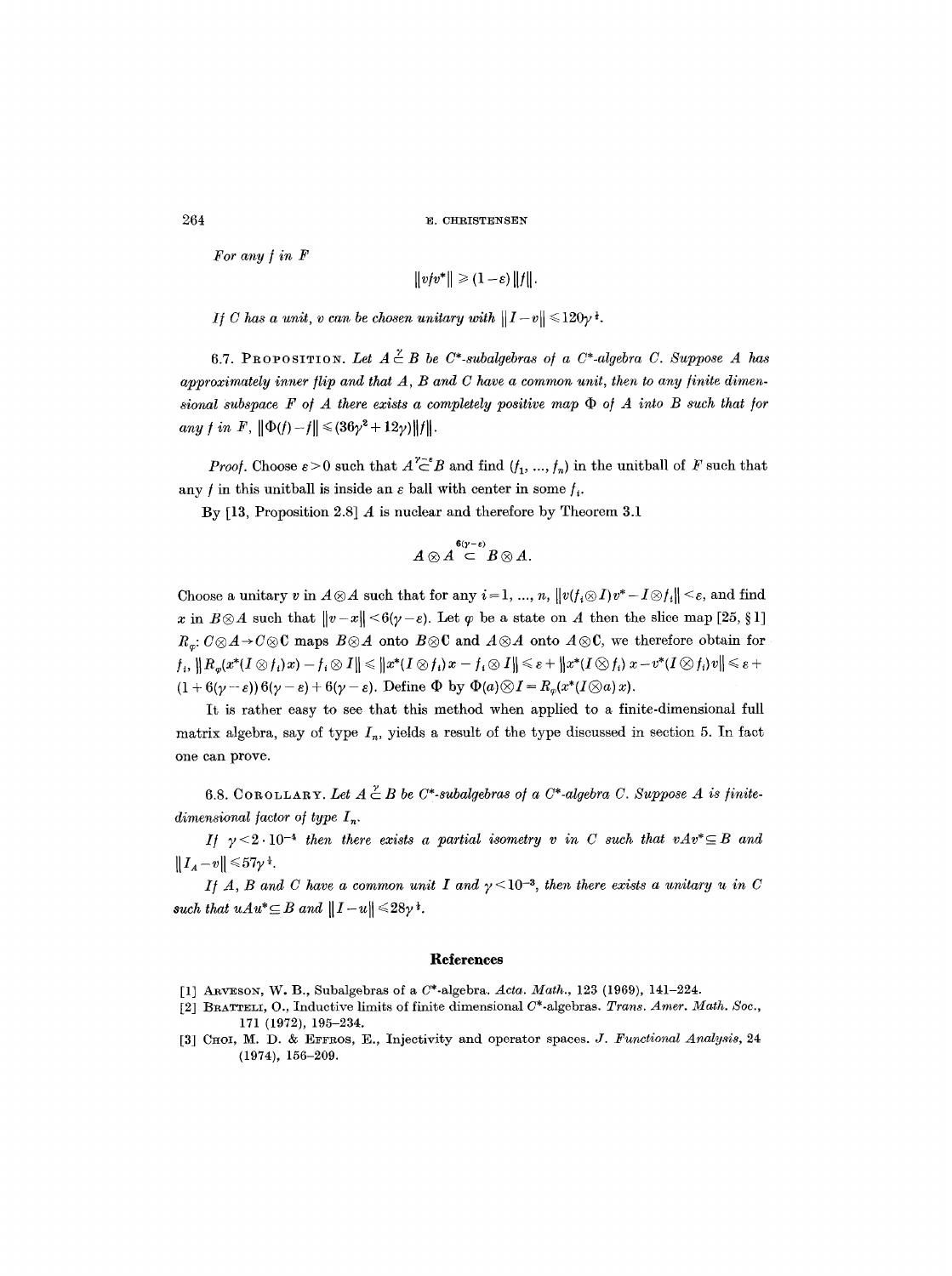*For any $f$ in $F$*

$$\|vfv^*\| \geqslant (1-\varepsilon)\|f\|.$$

*If $C$ has a unit, $v$ can be chosen unitary with $\|I-v\| \leqslant 120\gamma^{\frac{1}{2}}$.*

6.7. PROPOSITION. *Let $A \overset{\gamma}{\subset} B$ be $C^*$-subalgebras of a $C^*$-algebra $C$. Suppose $A$ has approximately inner flip and that $A$, $B$ and $C$ have a common unit, then to any finite dimensional subspace $F$ of $A$ there exists a completely positive map $\Phi$ of $A$ into $B$ such that for any $f$ in $F$, $\|\Phi(f)-f\| \leqslant (36\gamma^2 + 12\gamma)\|f\|$.*

*Proof.* Choose $\varepsilon > 0$ such that $A \overset{\gamma-\varepsilon}{\subset} B$ and find $(f_1, ..., f_n)$ in the unitball of $F$ such that any $f$ in this unitball is inside an $\varepsilon$ ball with center in some $f_i$.

By [13, Proposition 2.8] $A$ is nuclear and therefore by Theorem 3.1

$$A \otimes A \overset{6(\gamma-\varepsilon)}{\subset} B \otimes A.$$

Choose a unitary $v$ in $A \otimes A$ such that for any $i = 1, ..., n$, $\|v(f_i \otimes I)v^* - I \otimes f_i\| < \varepsilon$, and find $x$ in $B \otimes A$ such that $\|v - x\| < 6(\gamma - \varepsilon)$. Let $\varphi$ be a state on $A$ then the slice map [25, § 1] $R_\varphi: C \otimes A \to C \otimes \mathbf{C}$ maps $B \otimes A$ onto $B \otimes \mathbf{C}$ and $A \otimes A$ onto $A \otimes \mathbf{C}$, we therefore obtain for $f_i$, $\|R_\varphi(x^*(I \otimes f_i)x) - f_i \otimes I\| \leqslant \|x^*(I \otimes f_i)x - f_i \otimes I\| \leqslant \varepsilon + \|x^*(I \otimes f_i)x - v^*(I \otimes f_i)v\| \leqslant \varepsilon + (1 + 6(\gamma - \varepsilon))6(\gamma - \varepsilon) + 6(\gamma - \varepsilon)$. Define $\Phi$ by $\Phi(a) \otimes I = R_\varphi(x^*(I \otimes a)x)$.

It is rather easy to see that this method when applied to a finite-dimensional full matrix algebra, say of type $I_n$, yields a result of the type discussed in section 5. In fact one can prove.

6.8. COROLLARY. *Let $A \overset{\gamma}{\subset} B$ be $C^*$-subalgebras of a $C^*$-algebra $C$. Suppose $A$ is finite-dimensional factor of type $I_n$.*

*If $\gamma < 2 \cdot 10^{-4}$ then there exists a partial isometry $v$ in $C$ such that $vAv^* \subseteq B$ and $\|I_A - v\| \leqslant 57\gamma^{\frac{1}{2}}$.*

*If $A$, $B$ and $C$ have a common unit $I$ and $\gamma < 10^{-3}$, then there exists a unitary $u$ in $C$ such that $uAu^* \subseteq B$ and $\|I - u\| \leqslant 28\gamma^{\frac{1}{2}}$.*

## References

[1] ARVESON, W. B., Subalgebras of a $C^*$-algebra. *Acta. Math.*, 123 (1969), 141–224.

[2] BRATTELI, O., Inductive limits of finite dimensional $C^*$-algebras. *Trans. Amer. Math. Soc.*, 171 (1972), 195–234.

[3] CHOI, M. D. & EFFROS, E., Injectivity and operator spaces. *J. Functional Analysis*, 24 (1974), 156–209.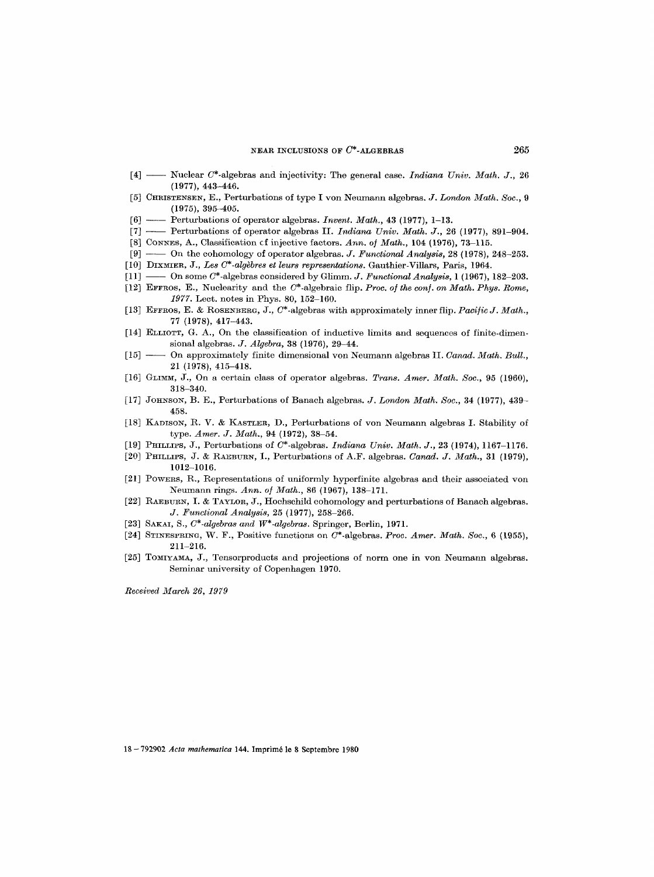[4] —— Nuclear $C^*$-algebras and injectivity: The general case. *Indiana Univ. Math. J.*, 26 (1977), 443–446.

[5] CHRISTENSEN, E., Perturbations of type I von Neumann algebras. *J. London Math. Soc.*, 9 (1975), 395–405.

[6] —— Perturbations of operator algebras. *Invent. Math.*, 43 (1977), 1–13.

[7] —— Perturbations of operator algebras II. *Indiana Univ. Math. J.*, 26 (1977), 891–904.

[8] CONNES, A., Classification cf injective factors. *Ann. of Math.*, 104 (1976), 73–115.

[9] —— On the cohomology of operator algebras. *J. Functional Analysis*, 28 (1978), 248–253.

[10] DIXMIER, J., *Les $C^*$-algèbres et leurs representations.* Gauthier-Villars, Paris, 1964.

[11] —— On some $C^*$-algebras considered by Glimm. *J. Functional Analysis*, 1 (1967), 182–203.

[12] EFFROS, E., Nuclearity and the $C^*$-algebraic flip. *Proc. of the conf. on Math. Phys. Rome, 1977.* Lect. notes in Phys. 80, 152–160.

[13] EFFROS, E. & ROSENBERG, J., $C^*$-algebras with approximately inner flip. *Pacific J. Math.*, 77 (1978), 417–443.

[14] ELLIOTT, G. A., On the classification of inductive limits and sequences of finite-dimensional algebras. *J. Algebra*, 38 (1976), 29–44.

[15] —— On approximately finite dimensional von Neumann algebras II. *Canad. Math. Bull.*, 21 (1978), 415–418.

[16] GLIMM, J., On a certain class of operator algebras. *Trans. Amer. Math. Soc.*, 95 (1960), 318–340.

[17] JOHNSON, B. E., Perturbations of Banach algebras. *J. London Math. Soc.*, 34 (1977), 439–458.

[18] KADISON, R. V. & KASTLER, D., Perturbations of von Neumann algebras I. Stability of type. *Amer. J. Math.*, 94 (1972), 38–54.

[19] PHILLIPS, J., Perturbations of $C^*$-algebras. *Indiana Univ. Math. J.*, 23 (1974), 1167–1176.

[20] PHILLIPS, J. & RAEBURN, I., Perturbations of A.F. algebras. *Canad. J. Math.*, 31 (1979), 1012–1016.

[21] POWERS, R., Representations of uniformly hyperfinite algebras and their associated von Neumann rings. *Ann. of Math.*, 86 (1967), 138–171.

[22] RAEBURN, I. & TAYLOR, J., Hochschild cohomology and perturbations of Banach algebras. *J. Functional Analysis*, 25 (1977), 258–266.

[23] SAKAI, S., *$C^*$-algebras and $W^*$-algebras.* Springer, Berlin, 1971.

[24] STINESPRING, W. F., Positive functions on $C^*$-algebras. *Proc. Amer. Math. Soc.*, 6 (1955), 211–216.

[25] TOMIYAMA, J., Tensorproducts and projections of norm one in von Neumann algebras. Seminar university of Copenhagen 1970.

*Received March 26, 1979*